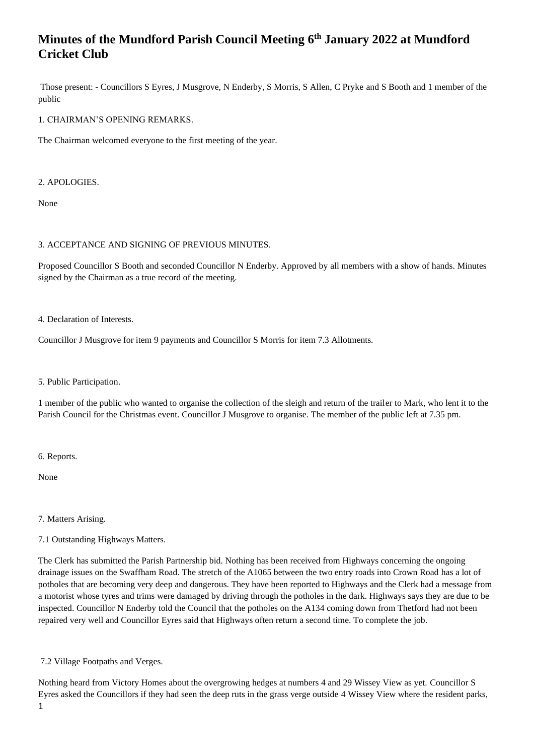# Minutes of the Mundford Parish Council Meeting 6th January 2022 at Mundford Cricket Club

Those present: - Councillors S Eyres, J Musgrove, N Enderby, S Morris, S Allen, C Pryke and S Booth and 1 member of the public

1. CHAIRMAN'S OPENING REMARKS.

The Chairman welcomed everyone to the first meeting of the year.

2. APOLOGIES.

None

3. ACCEPTANCE AND SIGNING OF PREVIOUS MINUTES.

Proposed Councillor S Booth and seconded Councillor N Enderby. Approved by all members with a show of hands. Minutes signed by the Chairman as a true record of the meeting.

4. Declaration of Interests.

Councillor J Musgrove for item 9 payments and Councillor S Morris for item 7.3 Allotments.

5. Public Participation.

1 member of the public who wanted to organise the collection of the sleigh and return of the trailer to Mark, who lent it to the Parish Council for the Christmas event. Councillor J Musgrove to organise. The member of the public left at 7.35 pm.

6. Reports.

None

7. Matters Arising.

7.1 Outstanding Highways Matters.

The Clerk has submitted the Parish Partnership bid. Nothing has been received from Highways concerning the ongoing drainage issues on the Swaffham Road. The stretch of the A1065 between the two entry roads into Crown Road has a lot of potholes that are becoming very deep and dangerous. They have been reported to Highways and the Clerk had a message from a motorist whose tyres and trims were damaged by driving through the potholes in the dark. Highways says they are due to be inspected. Councillor N Enderby told the Council that the potholes on the A134 coming down from Thetford had not been repaired very well and Councillor Eyres said that Highways often return a second time. To complete the job.

7.2 Village Footpaths and Verges.

Nothing heard from Victory Homes about the overgrowing hedges at numbers 4 and 29 Wissey View as yet. Councillor S Eyres asked the Councillors if they had seen the deep ruts in the grass verge outside 4 Wissey View where the resident parks,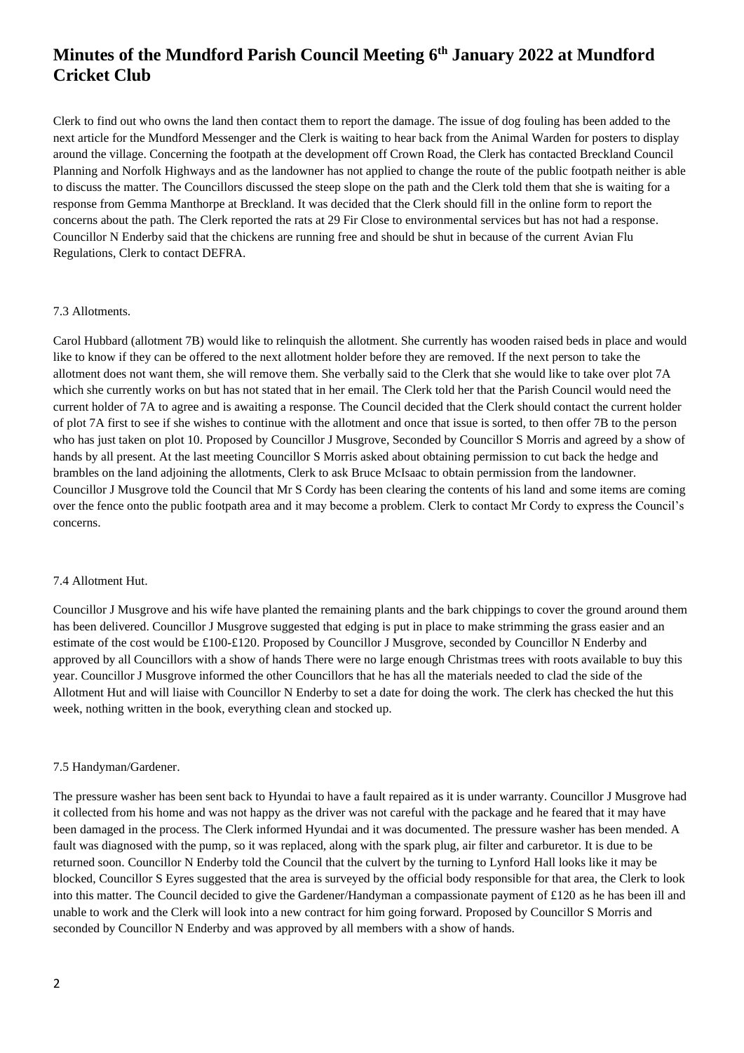# Minutes of the Mundford Parish Council Meeting 6th January 2022 at Mundford Cricket Club

Clerk to find out who owns the land then contact them to report the damage. The issue of dog fouling has been added to the next article for the Mundford Messenger and the Clerk is waiting to hear back from the Animal Warden for posters to display around the village. Concerning the footpath at the development off Crown Road, the Clerk has contacted Breckland Council Planning and Norfolk Highways and as the landowner has not applied to change the route of the public footpath neither is able to discuss the matter. The Councillors discussed the steep slope on the path and the Clerk told them that she is waiting for a response from Gemma Manthorpe at Breckland. It was decided that the Clerk should fill in the online form to report the concerns about the path. The Clerk reported the rats at 29 Fir Close to environmental services but has not had a response. Councillor N Enderby said that the chickens are running free and should be shut in because of the current Avian Flu Regulations, Clerk to contact DEFRA.

7.3 Allotments.

Carol Hubbard (allotment 7B) would like to relinquish the allotment. She currently has wooden raised beds in place and would like to know if they can be offered to the next allotment holder before they are removed. If the next person to take the allotment does not want them, she will remove them. She verbally said to the Clerk that she would like to take over plot 7A which she currently works on but has not stated that in her email. The Clerk told her that the Parish Council would need the current holder of 7A to agree and is awaiting a response. The Council decided that the Clerk should contact the current holder of plot 7A first to see if she wishes to continue with the allotment and once that issue is sorted, to then offer 7B to the person who has just taken on plot 10. Proposed by Councillor J Musgrove, Seconded by Councillor S Morris and agreed by a show of hands by all present. At the last meeting Councillor S Morris asked about obtaining permission to cut back the hedge and brambles on the land adjoining the allotments, Clerk to ask Bruce McIsaac to obtain permission from the landowner. Councillor J Musgrove told the Council that Mr S Cordy has been clearing the contents of his land and some items are coming over the fence onto the public footpath area and it may become a problem. Clerk to contact Mr Cordy to express the Council's concerns.

7.4 Allotment Hut.

Councillor J Musgrove and his wife have planted the remaining plants and the bark chippings to cover the ground around them has been delivered. Councillor J Musgrove suggested that edging is put in place to make strimming the grass easier and an estimate of the cost would be £100-£120. Proposed by Councillor J Musgrove, seconded by Councillor N Enderby and approved by all Councillors with a show of hands There were no large enough Christmas trees with roots available to buy this year. Councillor J Musgrove informed the other Councillors that he has all the materials needed to clad the side of the Allotment Hut and will liaise with Councillor N Enderby to set a date for doing the work. The clerk has checked the hut this week, nothing written in the book, everything clean and stocked up.

7.5 Handyman/Gardener.

The pressure washer has been sent back to Hyundai to have a fault repaired as it is under warranty. Councillor J Musgrove had it collected from his home and was not happy as the driver was not careful with the package and he feared that it may have been damaged in the process. The Clerk informed Hyundai and it was documented. The pressure washer has been mended. A fault was diagnosed with the pump, so it was replaced, along with the spark plug, air filter and carburetor. It is due to be returned soon. Councillor N Enderby told the Council that the culvert by the turning to Lynford Hall looks like it may be blocked, Councillor S Eyres suggested that the area is surveyed by the official body responsible for that area, the Clerk to look into this matter. The Council decided to give the Gardener/Handyman a compassionate payment of £120 as he has been ill and unable to work and the Clerk will look into a new contract for him going forward. Proposed by Councillor S Morris and seconded by Councillor N Enderby and was approved by all members with a show of hands.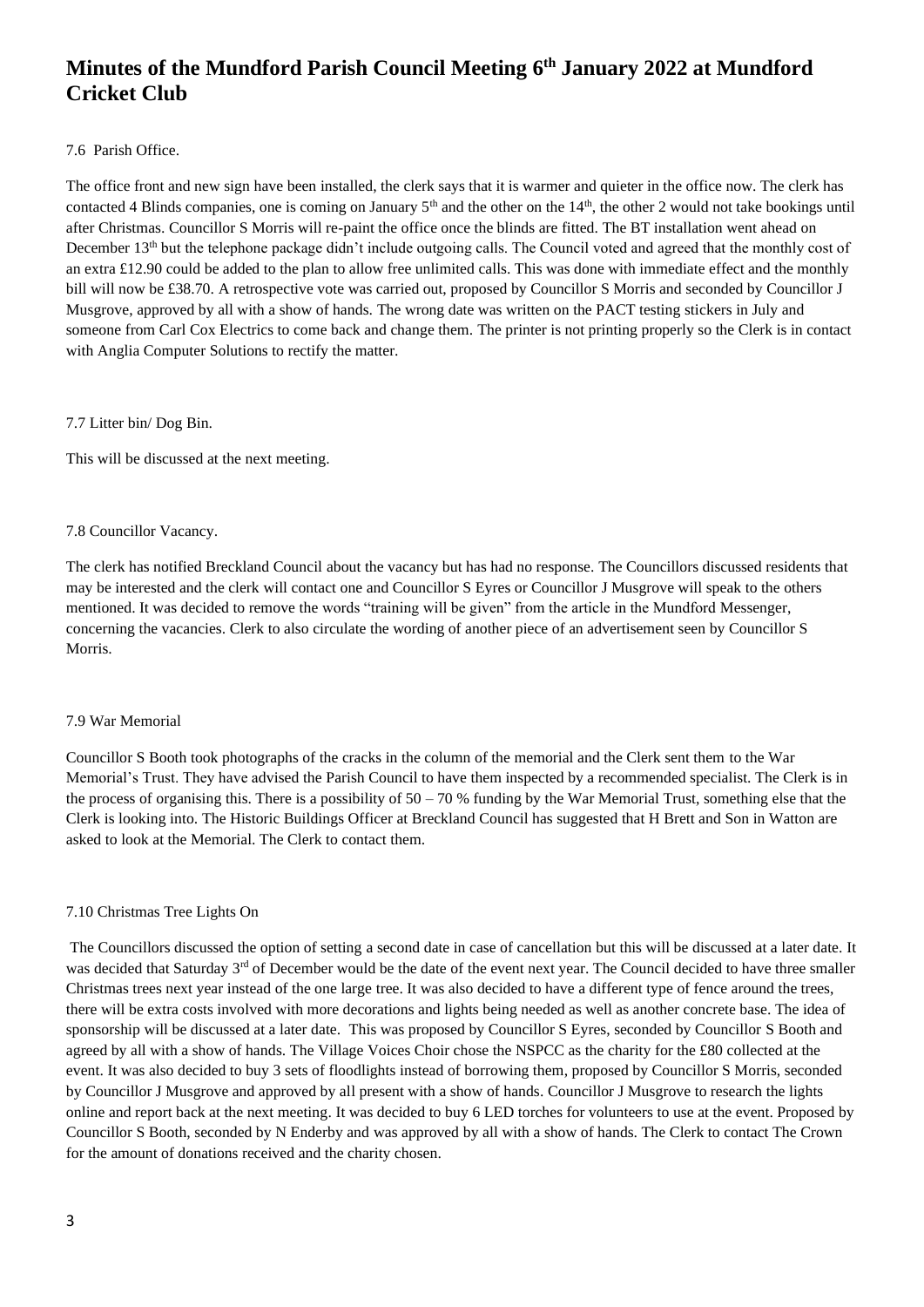# Minutes of the Mundford Parish Council Meeting 6th January 2022 at Mundford Cricket Club

7.6 Parish Office.

The office front and new sign have been installed, the clerk says that it is warmer and quieter in the office now. The clerk has contacted 4 Blinds companies, one is coming on January 5th and the other on the 14th, the other 2 would not take bookings until after Christmas. Councillor S Morris will re-paint the office once the blinds are fitted. The BT installation went ahead on December 13th but the telephone package didn't include outgoing calls. The Council voted and agreed that the monthly cost of an extra £12.90 could be added to the plan to allow free unlimited calls. This was done with immediate effect and the monthly bill will now be £38.70. A retrospective vote was carried out, proposed by Councillor S Morris and seconded by Councillor J Musgrove, approved by all with a show of hands. The wrong date was written on the PACT testing stickers in July and someone from Carl Cox Electrics to come back and change them. The printer is not printing properly so the Clerk is in contact with Anglia Computer Solutions to rectify the matter.

7.7 Litter bin/ Dog Bin.

This will be discussed at the next meeting.

7.8 Councillor Vacancy.

The clerk has notified Breckland Council about the vacancy but has had no response. The Councillors discussed residents that may be interested and the clerk will contact one and Councillor S Eyres or Councillor J Musgrove will speak to the others mentioned. It was decided to remove the words "training will be given" from the article in the Mundford Messenger, concerning the vacancies. Clerk to also circulate the wording of another piece of an advertisement seen by Councillor S Morris.

7.9 War Memorial

Councillor S Booth took photographs of the cracks in the column of the memorial and the Clerk sent them to the War Memorial's Trust. They have advised the Parish Council to have them inspected by a recommended specialist. The Clerk is in the process of organising this. There is a possibility of 50 – 70 % funding by the War Memorial Trust, something else that the Clerk is looking into. The Historic Buildings Officer at Breckland Council has suggested that H Brett and Son in Watton are asked to look at the Memorial. The Clerk to contact them.

7.10 Christmas Tree Lights On

The Councillors discussed the option of setting a second date in case of cancellation but this will be discussed at a later date. It was decided that Saturday 3rd of December would be the date of the event next year. The Council decided to have three smaller Christmas trees next year instead of the one large tree. It was also decided to have a different type of fence around the trees, there will be extra costs involved with more decorations and lights being needed as well as another concrete base. The idea of sponsorship will be discussed at a later date. This was proposed by Councillor S Eyres, seconded by Councillor S Booth and agreed by all with a show of hands. The Village Voices Choir chose the NSPCC as the charity for the £80 collected at the event. It was also decided to buy 3 sets of floodlights instead of borrowing them, proposed by Councillor S Morris, seconded by Councillor J Musgrove and approved by all present with a show of hands. Councillor J Musgrove to research the lights online and report back at the next meeting. It was decided to buy 6 LED torches for volunteers to use at the event. Proposed by Councillor S Booth, seconded by N Enderby and was approved by all with a show of hands. The Clerk to contact The Crown for the amount of donations received and the charity chosen.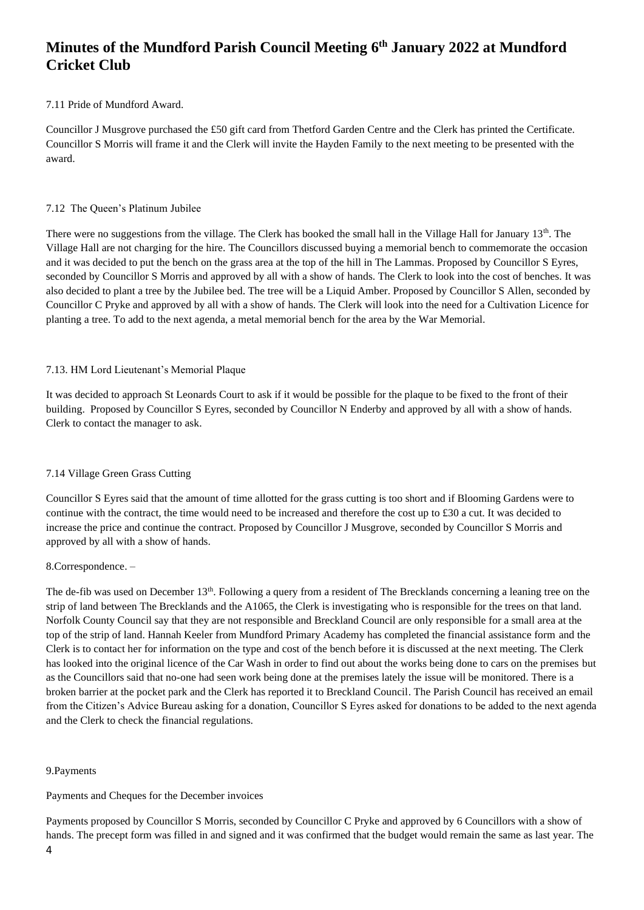# Minutes of the Mundford Parish Council Meeting 6th January 2022 at Mundford Cricket Club

7.11 Pride of Mundford Award.

Councillor J Musgrove purchased the £50 gift card from Thetford Garden Centre and the Clerk has printed the Certificate. Councillor S Morris will frame it and the Clerk will invite the Hayden Family to the next meeting to be presented with the award.

7.12 The Queen's Platinum Jubilee

There were no suggestions from the village. The Clerk has booked the small hall in the Village Hall for January 13th. The Village Hall are not charging for the hire. The Councillors discussed buying a memorial bench to commemorate the occasion and it was decided to put the bench on the grass area at the top of the hill in The Lammas. Proposed by Councillor S Eyres, seconded by Councillor S Morris and approved by all with a show of hands. The Clerk to look into the cost of benches. It was also decided to plant a tree by the Jubilee bed. The tree will be a Liquid Amber. Proposed by Councillor S Allen, seconded by Councillor C Pryke and approved by all with a show of hands. The Clerk will look into the need for a Cultivation Licence for planting a tree. To add to the next agenda, a metal memorial bench for the area by the War Memorial.

7.13. HM Lord Lieutenant's Memorial Plaque

It was decided to approach St Leonards Court to ask if it would be possible for the plaque to be fixed to the front of their building. Proposed by Councillor S Eyres, seconded by Councillor N Enderby and approved by all with a show of hands. Clerk to contact the manager to ask.

7.14 Village Green Grass Cutting

Councillor S Eyres said that the amount of time allotted for the grass cutting is too short and if Blooming Gardens were to continue with the contract, the time would need to be increased and therefore the cost up to £30 a cut. It was decided to increase the price and continue the contract. Proposed by Councillor J Musgrove, seconded by Councillor S Morris and approved by all with a show of hands.

8.Correspondence. –

The de-fib was used on December 13th. Following a query from a resident of The Brecklands concerning a leaning tree on the strip of land between The Brecklands and the A1065, the Clerk is investigating who is responsible for the trees on that land. Norfolk County Council say that they are not responsible and Breckland Council are only responsible for a small area at the top of the strip of land. Hannah Keeler from Mundford Primary Academy has completed the financial assistance form and the Clerk is to contact her for information on the type and cost of the bench before it is discussed at the next meeting. The Clerk has looked into the original licence of the Car Wash in order to find out about the works being done to cars on the premises but as the Councillors said that no-one had seen work being done at the premises lately the issue will be monitored. There is a broken barrier at the pocket park and the Clerk has reported it to Breckland Council. The Parish Council has received an email from the Citizen's Advice Bureau asking for a donation, Councillor S Eyres asked for donations to be added to the next agenda and the Clerk to check the financial regulations.

9.Payments

Payments and Cheques for the December invoices

Payments proposed by Councillor S Morris, seconded by Councillor C Pryke and approved by 6 Councillors with a show of hands. The precept form was filled in and signed and it was confirmed that the budget would remain the same as last year. The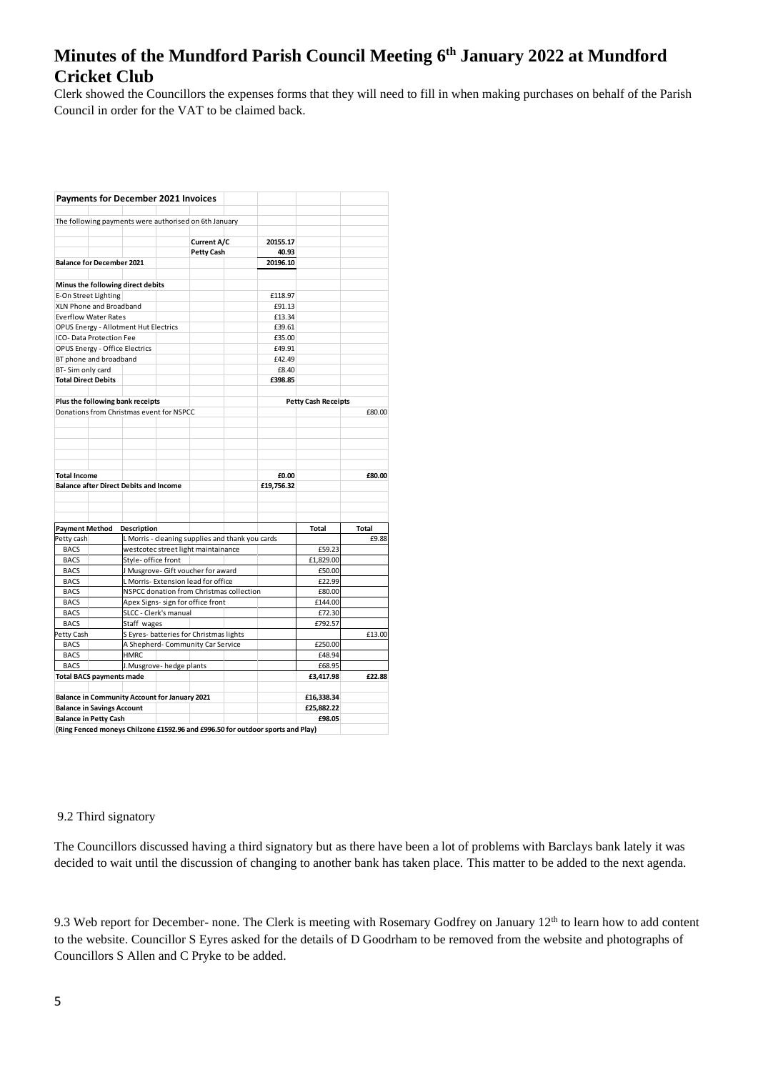# Minutes of the Mundford Parish Council Meeting 6th January 2022 at Mundford Cricket Club

Clerk showed the Councillors the expenses forms that they will need to fill in when making purchases on behalf of the Parish Council in order for the VAT to be claimed back.

**Payments for December 2021 Invoices**

The following payments were authorised on 6th January

| | | | |
|---|---|---|---|
| | **Current A/C** | **20155.17** | |
| | **Petty Cash** | **40.93** | |
| **Balance for December 2021** | | **20196.10** | |
| | | | |
| **Minus the following direct debits** | | | |
| E-On Street Lighting | | £118.97 | |
| XLN Phone and Broadband | | £91.13 | |
| Everflow Water Rates | | £13.34 | |
| OPUS Energy - Allotment Hut Electrics | | £39.61 | |
| ICO- Data Protection Fee | | £35.00 | |
| OPUS Energy - Office Electrics | | £49.91 | |
| BT phone and broadband | | £42.49 | |
| BT- Sim only card | | £8.40 | |
| **Total Direct Debits** | | **£398.85** | |
| | | | |
| **Plus the following bank receipts** | | | **Petty Cash Receipts** |
| Donations from Christmas event for NSPCC | | | £80.00 |
| | | | |
| **Total Income** | | **£0.00** | **£80.00** |
| **Balance after Direct Debits and Income** | | **£19,756.32** | |

| Payment Method | Description | Total | Total |
|---|---|---|---|
| Petty cash | L Morris - cleaning supplies and thank you cards | | £9.88 |
| BACS | westcotec street light maintainance | £59.23 | |
| BACS | Style- office front | £1,829.00 | |
| BACS | J Musgrove- Gift voucher for award | £50.00 | |
| BACS | L Morris- Extension lead for office | £22.99 | |
| BACS | NSPCC donation from Christmas collection | £80.00 | |
| BACS | Apex Signs- sign for office front | £144.00 | |
| BACS | SLCC - Clerk's manual | £72.30 | |
| BACS | Staff wages | £792.57 | |
| Petty Cash | S Eyres- batteries for Christmas lights | | £13.00 |
| BACS | A Shepherd- Community Car Service | £250.00 | |
| BACS | HMRC | £48.94 | |
| BACS | J.Musgrove- hedge plants | £68.95 | |
| **Total BACS payments made** | | **£3,417.98** | **£22.88** |
| | | | |
| **Balance in Community Account for January 2021** | | **£16,338.34** | |
| **Balance in Savings Account** | | **£25,882.22** | |
| **Balance in Petty Cash** | | **£98.05** | |

**(Ring Fenced moneys Chilzone £1592.96 and £996.50 for outdoor sports and Play)**

9.2 Third signatory

The Councillors discussed having a third signatory but as there have been a lot of problems with Barclays bank lately it was decided to wait until the discussion of changing to another bank has taken place. This matter to be added to the next agenda.

9.3 Web report for December- none. The Clerk is meeting with Rosemary Godfrey on January 12th to learn how to add content to the website. Councillor S Eyres asked for the details of D Goodrham to be removed from the website and photographs of Councillors S Allen and C Pryke to be added.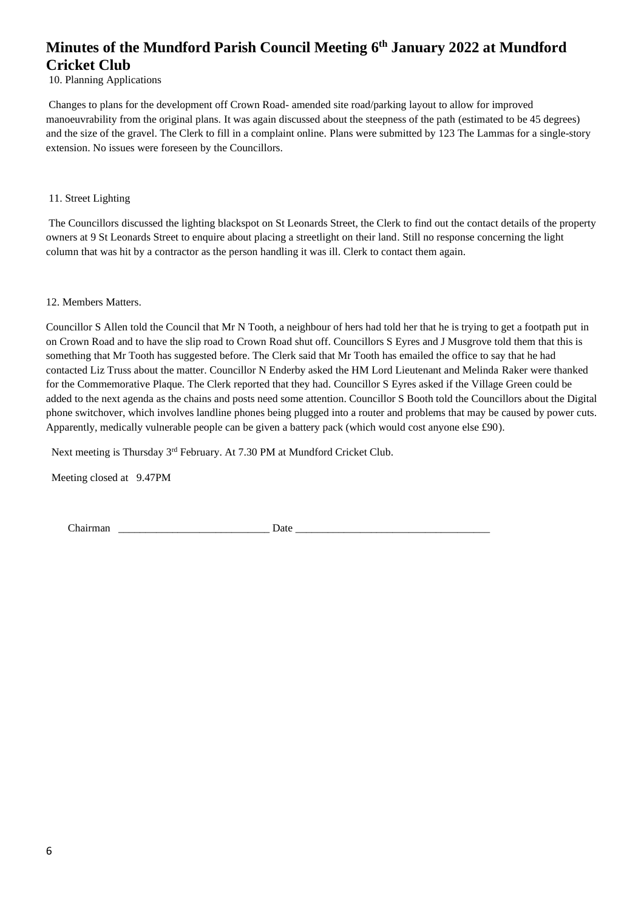# Minutes of the Mundford Parish Council Meeting 6th January 2022 at Mundford Cricket Club

10. Planning Applications

Changes to plans for the development off Crown Road- amended site road/parking layout to allow for improved manoeuvrability from the original plans. It was again discussed about the steepness of the path (estimated to be 45 degrees) and the size of the gravel. The Clerk to fill in a complaint online. Plans were submitted by 123 The Lammas for a single-story extension. No issues were foreseen by the Councillors.

11. Street Lighting

The Councillors discussed the lighting blackspot on St Leonards Street, the Clerk to find out the contact details of the property owners at 9 St Leonards Street to enquire about placing a streetlight on their land. Still no response concerning the light column that was hit by a contractor as the person handling it was ill. Clerk to contact them again.

12. Members Matters.

Councillor S Allen told the Council that Mr N Tooth, a neighbour of hers had told her that he is trying to get a footpath put in on Crown Road and to have the slip road to Crown Road shut off. Councillors S Eyres and J Musgrove told them that this is something that Mr Tooth has suggested before. The Clerk said that Mr Tooth has emailed the office to say that he had contacted Liz Truss about the matter. Councillor N Enderby asked the HM Lord Lieutenant and Melinda Raker were thanked for the Commemorative Plaque. The Clerk reported that they had. Councillor S Eyres asked if the Village Green could be added to the next agenda as the chains and posts need some attention. Councillor S Booth told the Councillors about the Digital phone switchover, which involves landline phones being plugged into a router and problems that may be caused by power cuts. Apparently, medically vulnerable people can be given a battery pack (which would cost anyone else £90).

Next meeting is Thursday 3rd February. At 7.30 PM at Mundford Cricket Club.

Meeting closed at 9.47PM

Chairman ____________________________ Date ____________________________________